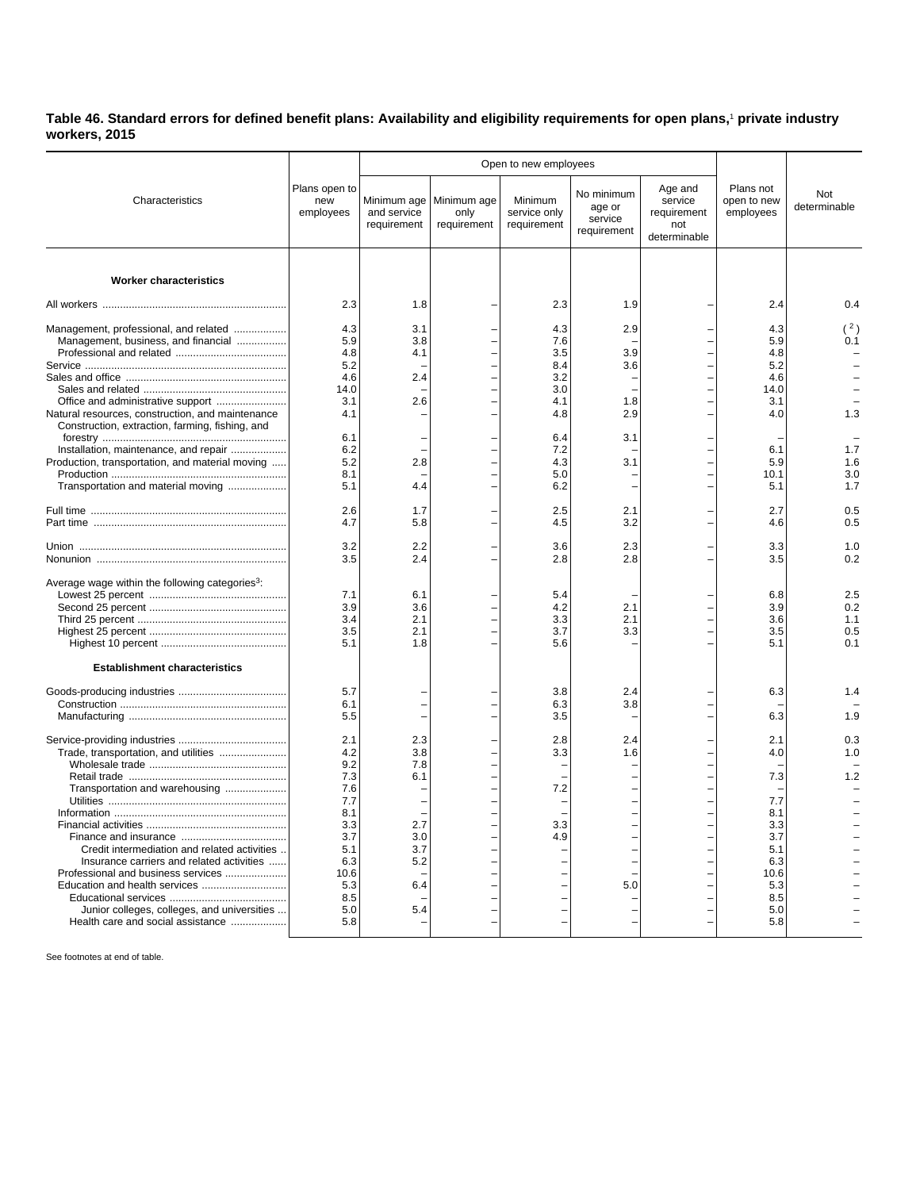**Table 46. Standard errors for defined benefit plans: Availability and eligibility requirements for open plans,[1] private industry workers, 2015**

| Characteristics | Plans open to new employees | Open to new employees | | | | | Plans not open to new employees | Not determinable |
|---|---|---|---|---|---|---|---|---|
| | | Minimum age and service requirement | Minimum age only requirement | Minimum service only requirement | No minimum age or service requirement | Age and service requirement not determinable | | |
| **Worker characteristics** | | | | | | | | |
| All workers | 2.3 | 1.8 | – | 2.3 | 1.9 | – | 2.4 | 0.4 |
| Management, professional, and related | 4.3 | 3.1 | – | 4.3 | 2.9 | – | 4.3 | ( [2] ) |
| Management, business, and financial | 5.9 | 3.8 | – | 7.6 | – | – | 5.9 | 0.1 |
| Professional and related | 4.8 | 4.1 | – | 3.5 | 3.9 | – | 4.8 | – |
| Service | 5.2 | – | – | 8.4 | 3.6 | – | 5.2 | – |
| Sales and office | 4.6 | 2.4 | – | 3.2 | – | – | 4.6 | – |
| Sales and related | 14.0 | – | – | 3.0 | – | – | 14.0 | – |
| Office and administrative support | 3.1 | 2.6 | – | 4.1 | 1.8 | – | 3.1 | – |
| Natural resources, construction, and maintenance | 4.1 | – | – | 4.8 | 2.9 | – | 4.0 | 1.3 |
| Construction, extraction, farming, fishing, and forestry | 6.1 | – | – | 6.4 | 3.1 | – | – | – |
| Installation, maintenance, and repair | 6.2 | – | – | 7.2 | – | – | 6.1 | 1.7 |
| Production, transportation, and material moving | 5.2 | 2.8 | – | 4.3 | 3.1 | – | 5.9 | 1.6 |
| Production | 8.1 | – | – | 5.0 | – | – | 10.1 | 3.0 |
| Transportation and material moving | 5.1 | 4.4 | – | 6.2 | – | – | 5.1 | 1.7 |
| Full time | 2.6 | 1.7 | – | 2.5 | 2.1 | – | 2.7 | 0.5 |
| Part time | 4.7 | 5.8 | – | 4.5 | 3.2 | – | 4.6 | 0.5 |
| Union | 3.2 | 2.2 | – | 3.6 | 2.3 | – | 3.3 | 1.0 |
| Nonunion | 3.5 | 2.4 | – | 2.8 | 2.8 | – | 3.5 | 0.2 |
| Average wage within the following categories[3]: | | | | | | | | |
| Lowest 25 percent | 7.1 | 6.1 | – | 5.4 | – | – | 6.8 | 2.5 |
| Second 25 percent | 3.9 | 3.6 | – | 4.2 | 2.1 | – | 3.9 | 0.2 |
| Third 25 percent | 3.4 | 2.1 | – | 3.3 | 2.1 | – | 3.6 | 1.1 |
| Highest 25 percent | 3.5 | 2.1 | – | 3.7 | 3.3 | – | 3.5 | 0.5 |
| Highest 10 percent | 5.1 | 1.8 | – | 5.6 | – | – | 5.1 | 0.1 |
| **Establishment characteristics** | | | | | | | | |
| Goods-producing industries | 5.7 | – | – | 3.8 | 2.4 | – | 6.3 | 1.4 |
| Construction | 6.1 | – | – | 6.3 | 3.8 | – | – | – |
| Manufacturing | 5.5 | – | – | 3.5 | – | – | 6.3 | 1.9 |
| Service-providing industries | 2.1 | 2.3 | – | 2.8 | 2.4 | – | 2.1 | 0.3 |
| Trade, transportation, and utilities | 4.2 | 3.8 | – | 3.3 | 1.6 | – | 4.0 | 1.0 |
| Wholesale trade | 9.2 | 7.8 | – | – | – | – | – | – |
| Retail trade | 7.3 | 6.1 | – | – | – | – | 7.3 | 1.2 |
| Transportation and warehousing | 7.6 | – | – | 7.2 | – | – | – | – |
| Utilities | 7.7 | – | – | – | – | – | 7.7 | – |
| Information | 8.1 | – | – | – | – | – | 8.1 | – |
| Financial activities | 3.3 | 2.7 | – | 3.3 | – | – | 3.3 | – |
| Finance and insurance | 3.7 | 3.0 | – | 4.9 | – | – | 3.7 | – |
| Credit intermediation and related activities | 5.1 | 3.7 | – | – | – | – | 5.1 | – |
| Insurance carriers and related activities | 6.3 | 5.2 | – | – | – | – | 6.3 | – |
| Professional and business services | 10.6 | – | – | – | – | – | 10.6 | – |
| Education and health services | 5.3 | 6.4 | – | – | 5.0 | – | 5.3 | – |
| Educational services | 8.5 | – | – | – | – | – | 8.5 | – |
| Junior colleges, colleges, and universities | 5.0 | 5.4 | – | – | – | – | 5.0 | – |
| Health care and social assistance | 5.8 | – | – | – | – | – | 5.8 | – |

See footnotes at end of table.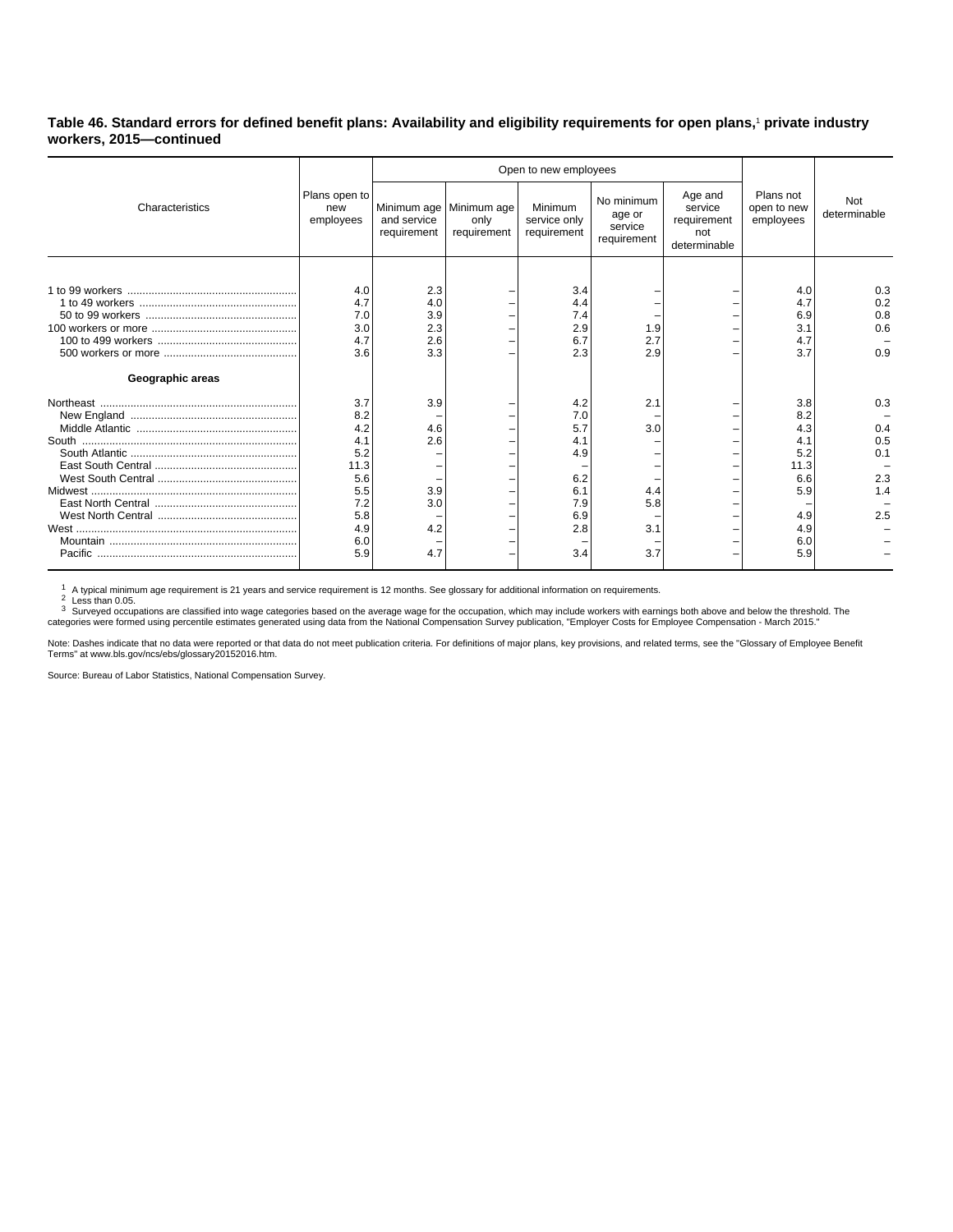**Table 46. Standard errors for defined benefit plans: Availability and eligibility requirements for open plans,[1] private industry workers, 2015—continued**

| Characteristics | Plans open to new employees | Open to new employees | | | | | Plans not open to new employees | Not determinable |
|---|---|---|---|---|---|---|---|---|
| | | Minimum age and service requirement | Minimum age only requirement | Minimum service only requirement | No minimum age or service requirement | Age and service requirement not determinable | | |
| 1 to 99 workers | 4.0 | 2.3 | – | 3.4 | – | – | 4.0 | 0.3 |
| 1 to 49 workers | 4.7 | 4.0 | – | 4.4 | – | – | 4.7 | 0.2 |
| 50 to 99 workers | 7.0 | 3.9 | – | 7.4 | – | – | 6.9 | 0.8 |
| 100 workers or more | 3.0 | 2.3 | – | 2.9 | 1.9 | – | 3.1 | 0.6 |
| 100 to 499 workers | 4.7 | 2.6 | – | 6.7 | 2.7 | – | 4.7 | – |
| 500 workers or more | 3.6 | 3.3 | – | 2.3 | 2.9 | – | 3.7 | 0.9 |
| **Geographic areas** | | | | | | | | |
| Northeast | 3.7 | 3.9 | – | 4.2 | 2.1 | – | 3.8 | 0.3 |
| New England | 8.2 | – | – | 7.0 | – | – | 8.2 | – |
| Middle Atlantic | 4.2 | 4.6 | – | 5.7 | 3.0 | – | 4.3 | 0.4 |
| South | 4.1 | 2.6 | – | 4.1 | – | – | 4.1 | 0.5 |
| South Atlantic | 5.2 | – | – | 4.9 | – | – | 5.2 | 0.1 |
| East South Central | 11.3 | – | – | – | – | – | 11.3 | – |
| West South Central | 5.6 | – | – | 6.2 | – | – | 6.6 | 2.3 |
| Midwest | 5.5 | 3.9 | – | 6.1 | 4.4 | – | 5.9 | 1.4 |
| East North Central | 7.2 | 3.0 | – | 7.9 | 5.8 | – | – | – |
| West North Central | 5.8 | – | – | 6.9 | – | – | 4.9 | 2.5 |
| West | 4.9 | 4.2 | – | 2.8 | 3.1 | – | 4.9 | – |
| Mountain | 6.0 | – | – | – | – | – | 6.0 | – |
| Pacific | 5.9 | 4.7 | – | 3.4 | 3.7 | – | 5.9 | – |

[1] A typical minimum age requirement is 21 years and service requirement is 12 months. See glossary for additional information on requirements.
[2] Less than 0.05.
[3] Surveyed occupations are classified into wage categories based on the average wage for the occupation, which may include workers with earnings both above and below the threshold. The categories were formed using percentile estimates generated using data from the National Compensation Survey publication, "Employer Costs for Employee Compensation - March 2015."

Note: Dashes indicate that no data were reported or that data do not meet publication criteria. For definitions of major plans, key provisions, and related terms, see the "Glossary of Employee Benefit Terms" at www.bls.gov/ncs/ebs/glossary20152016.htm.

Source: Bureau of Labor Statistics, National Compensation Survey.